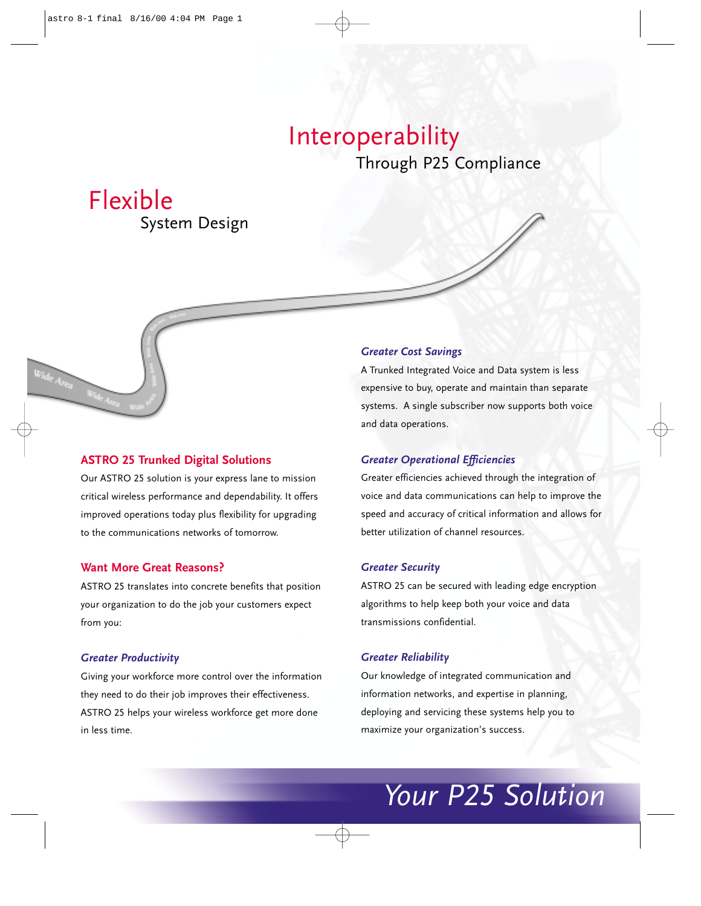# Interoperability

Through P25 Compliance

# Flexible

System Design

## ASTRO 25 Trunked Digital Solutions

Our ASTRO 25 solution is your express lane to mission critical wireless performance and dependability. It offers improved operations today plus flexibility for upgrading to the communications networks of tomorrow.

## Want More Great Reasons?

ASTRO 25 translates into concrete benefits that position your organization to do the job your customers expect from you:

### *Greater Productivity*

Giving your workforce more control over the information they need to do their job improves their effectiveness. ASTRO 25 helps your wireless workforce get more done in less time.

### *Greater Cost Savings*

A Trunked Integrated Voice and Data system is less expensive to buy, operate and maintain than separate systems. A single subscriber now supports both voice and data operations.

### *Greater Operational Efficiencies*

Greater efficiencies achieved through the integration of voice and data communications can help to improve the speed and accuracy of critical information and allows for better utilization of channel resources.

### *Greater Security*

ASTRO 25 can be secured with leading edge encryption algorithms to help keep both your voice and data transmissions confidential.

### *Greater Reliability*

Our knowledge of integrated communication and information networks, and expertise in planning, deploying and servicing these systems help you to maximize your organization's success.

*Your P25 Solution*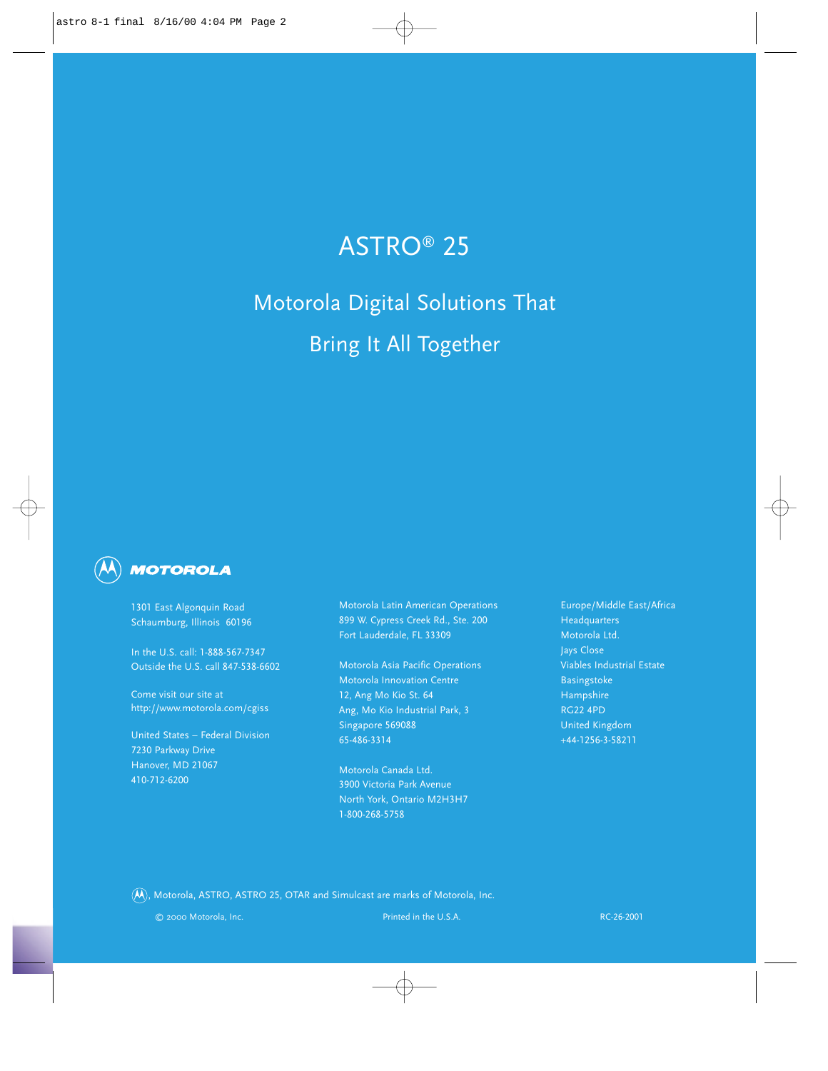# ASTRO® 25

## Motorola Digital Solutions That Bring It All Together

**MOTOROLA**

1301 East Algonquin Road
Schaumburg, Illinois 60196

In the U.S. call: 1-888-567-7347
Outside the U.S. call 847-538-6602

Come visit our site at
http://www.motorola.com/cgiss

United States – Federal Division
7230 Parkway Drive
Hanover, MD 21067
410-712-6200

Motorola Latin American Operations
899 W. Cypress Creek Rd., Ste. 200
Fort Lauderdale, FL 33309

Motorola Asia Pacific Operations
Motorola Innovation Centre
12, Ang Mo Kio St. 64
Ang, Mo Kio Industrial Park, 3
Singapore 569088
65-486-3314

Motorola Canada Ltd.
3900 Victoria Park Avenue
North York, Ontario M2H3H7
1-800-268-5758

Europe/Middle East/Africa
Headquarters
Motorola Ltd.
Jays Close
Viables Industrial Estate
Basingstoke
Hampshire
RG22 4PD
United Kingdom
+44-1256-3-58211

Ⓜ, Motorola, ASTRO, ASTRO 25, OTAR and Simulcast are marks of Motorola, Inc.

© 2000 Motorola, Inc.  Printed in the U.S.A.  RC-26-2001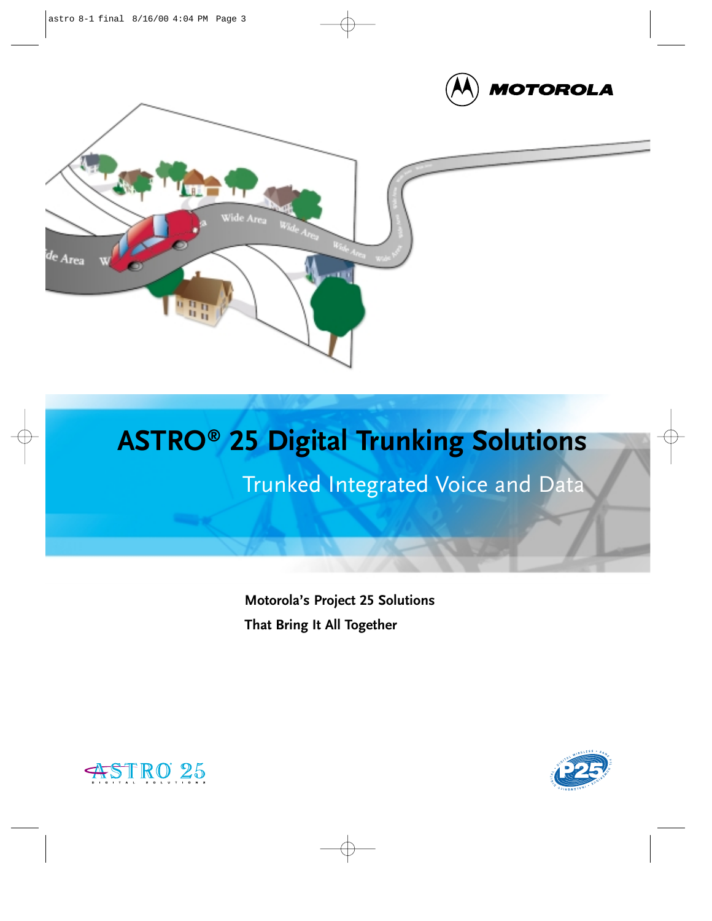MOTOROLA

# ASTRO® 25 Digital Trunking Solutions

## Trunked Integrated Voice and Data

**Motorola's Project 25 Solutions**

**That Bring It All Together**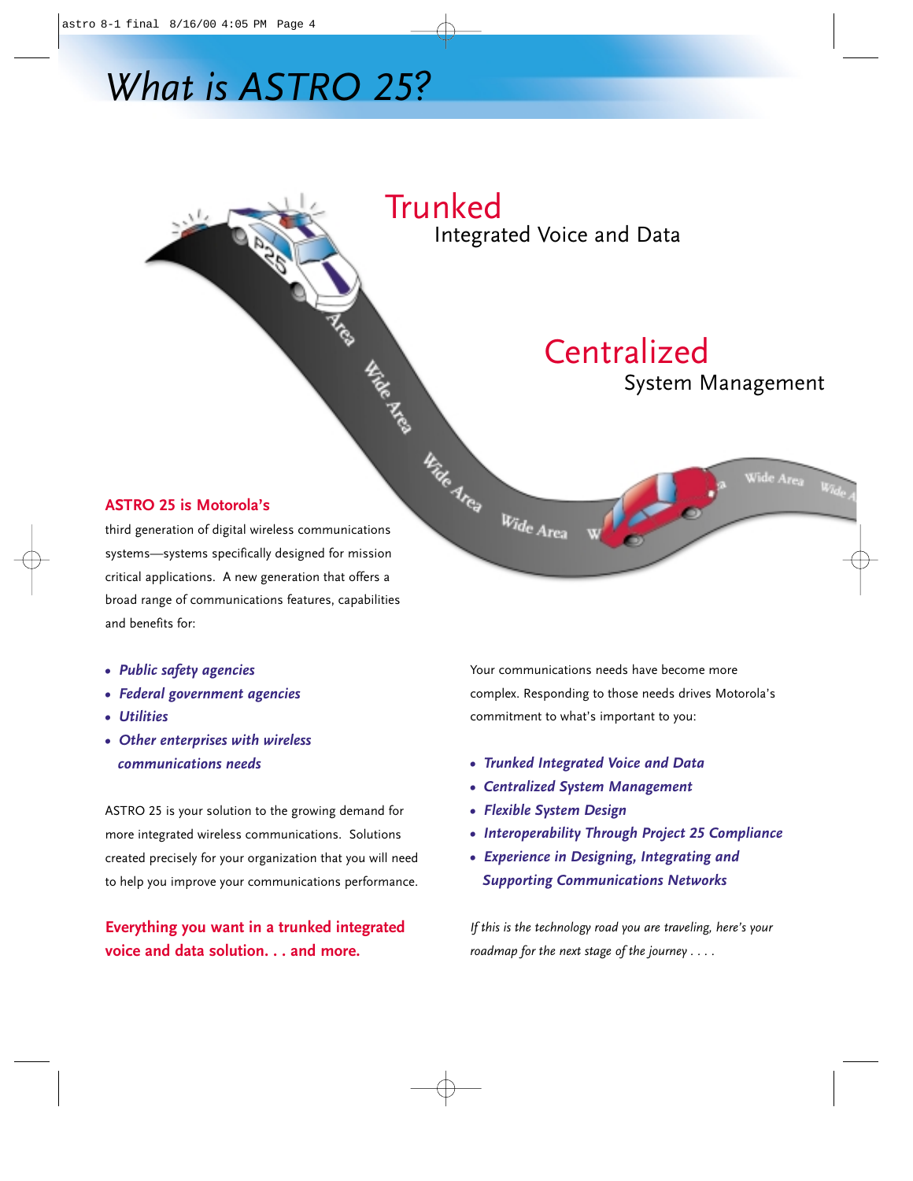# What is ASTRO 25?

**Trunked**
Integrated Voice and Data

**Centralized**
System Management

**ASTRO 25 is Motorola's** third generation of digital wireless communications systems—systems specifically designed for mission critical applications. A new generation that offers a broad range of communications features, capabilities and benefits for:

- ***Public safety agencies***
- ***Federal government agencies***
- ***Utilities***
- ***Other enterprises with wireless communications needs***

ASTRO 25 is your solution to the growing demand for more integrated wireless communications. Solutions created precisely for your organization that you will need to help you improve your communications performance.

**Everything you want in a trunked integrated voice and data solution. . . and more.**

Your communications needs have become more complex. Responding to those needs drives Motorola's commitment to what's important to you:

- ***Trunked Integrated Voice and Data***
- ***Centralized System Management***
- ***Flexible System Design***
- ***Interoperability Through Project 25 Compliance***
- ***Experience in Designing, Integrating and Supporting Communications Networks***

*If this is the technology road you are traveling, here's your roadmap for the next stage of the journey . . . .*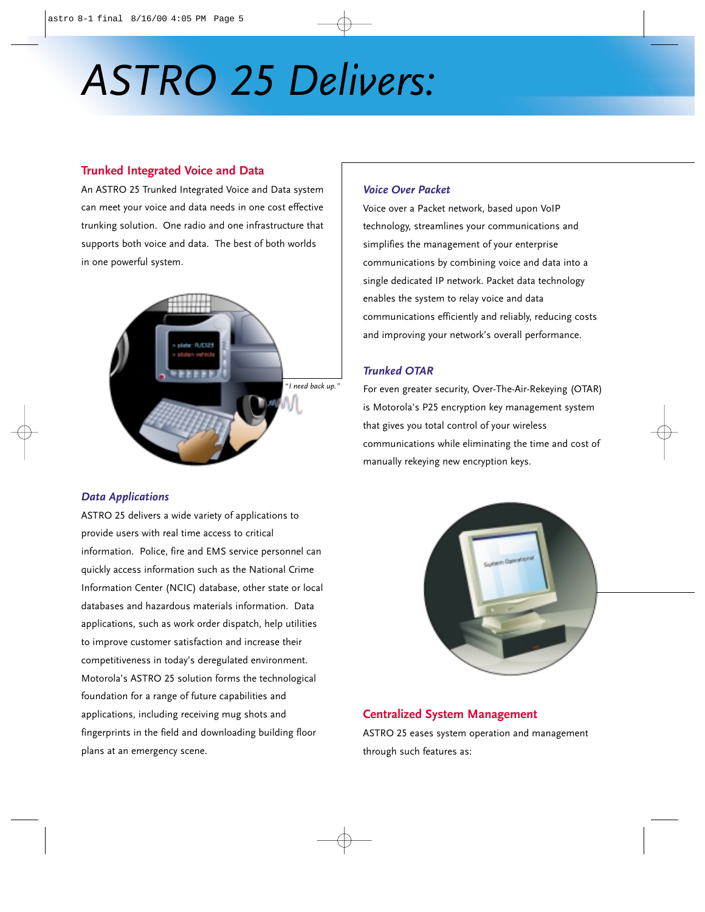# ASTRO 25 Delivers:

## Trunked Integrated Voice and Data

An ASTRO 25 Trunked Integrated Voice and Data system can meet your voice and data needs in one cost effective trunking solution. One radio and one infrastructure that supports both voice and data. The best of both worlds in one powerful system.

*"I need back up."*

### *Data Applications*

ASTRO 25 delivers a wide variety of applications to provide users with real time access to critical information. Police, fire and EMS service personnel can quickly access information such as the National Crime Information Center (NCIC) database, other state or local databases and hazardous materials information. Data applications, such as work order dispatch, help utilities to improve customer satisfaction and increase their competitiveness in today's deregulated environment. Motorola's ASTRO 25 solution forms the technological foundation for a range of future capabilities and applications, including receiving mug shots and fingerprints in the field and downloading building floor plans at an emergency scene.

### *Voice Over Packet*

Voice over a Packet network, based upon VoIP technology, streamlines your communications and simplifies the management of your enterprise communications by combining voice and data into a single dedicated IP network. Packet data technology enables the system to relay voice and data communications efficiently and reliably, reducing costs and improving your network's overall performance.

### *Trunked OTAR*

For even greater security, Over-The-Air-Rekeying (OTAR) is Motorola's P25 encryption key management system that gives you total control of your wireless communications while eliminating the time and cost of manually rekeying new encryption keys.

## Centralized System Management

ASTRO 25 eases system operation and management through such features as: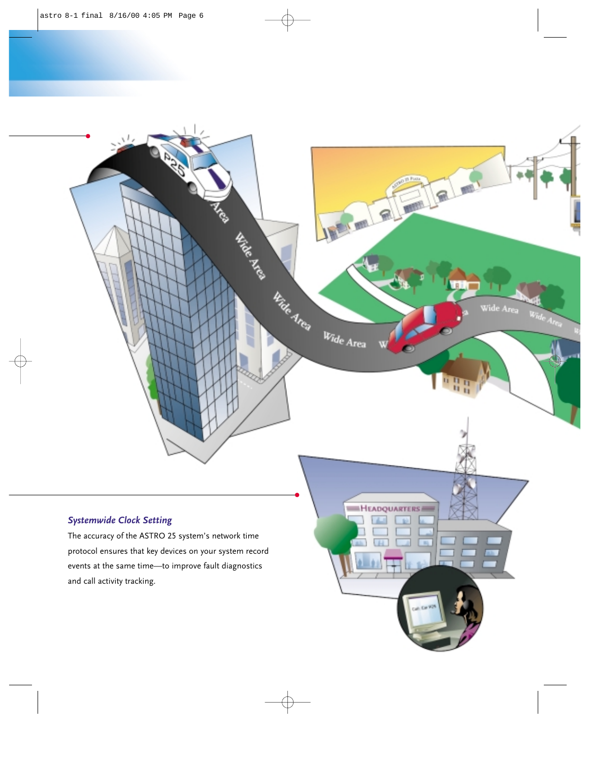### *Systemwide Clock Setting*

The accuracy of the ASTRO 25 system's network time protocol ensures that key devices on your system record events at the same time—to improve fault diagnostics and call activity tracking.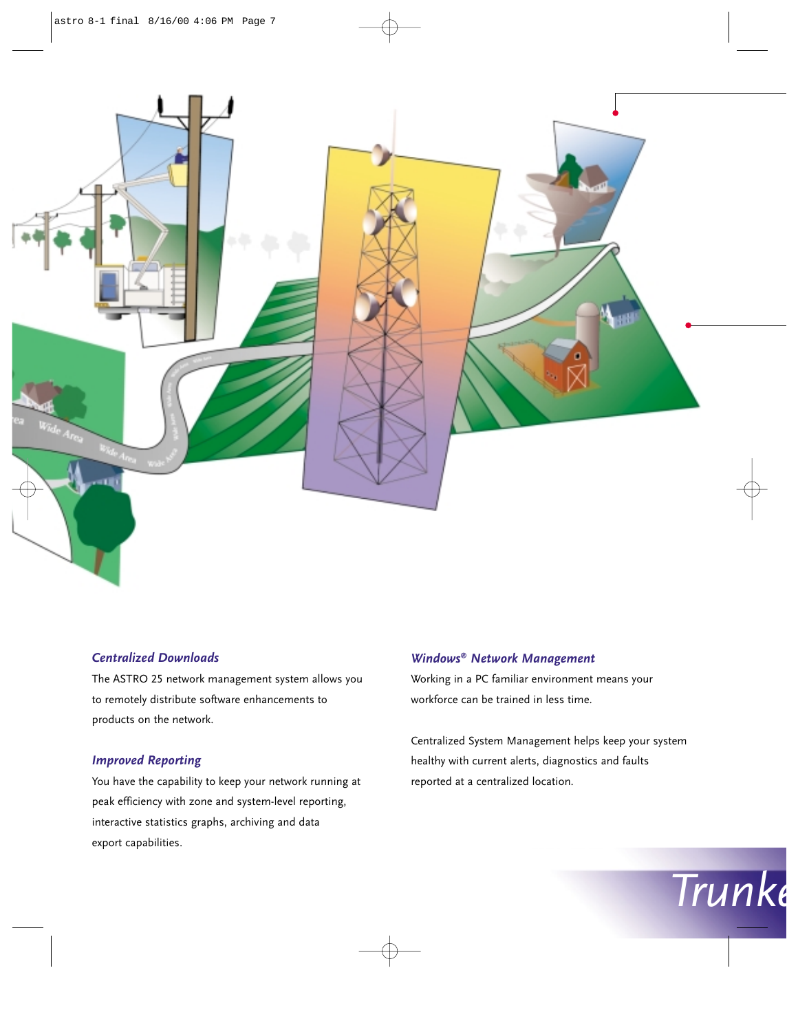### *Centralized Downloads*

The ASTRO 25 network management system allows you to remotely distribute software enhancements to products on the network.

### *Improved Reporting*

You have the capability to keep your network running at peak efficiency with zone and system-level reporting, interactive statistics graphs, archiving and data export capabilities.

### *Windows® Network Management*

Working in a PC familiar environment means your workforce can be trained in less time.

Centralized System Management helps keep your system healthy with current alerts, diagnostics and faults reported at a centralized location.

*Trunke*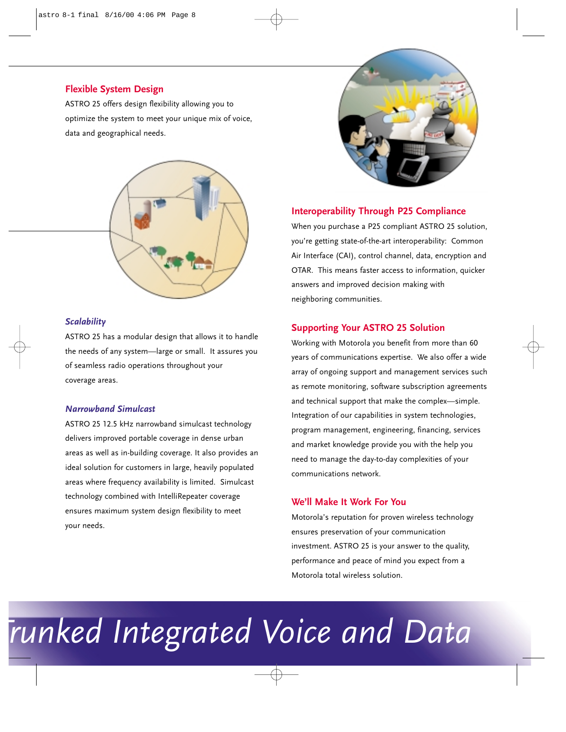## Flexible System Design

ASTRO 25 offers design flexibility allowing you to optimize the system to meet your unique mix of voice, data and geographical needs.

### *Scalability*

ASTRO 25 has a modular design that allows it to handle the needs of any system—large or small. It assures you of seamless radio operations throughout your coverage areas.

### *Narrowband Simulcast*

ASTRO 25 12.5 kHz narrowband simulcast technology delivers improved portable coverage in dense urban areas as well as in-building coverage. It also provides an ideal solution for customers in large, heavily populated areas where frequency availability is limited. Simulcast technology combined with IntelliRepeater coverage ensures maximum system design flexibility to meet your needs.

## Interoperability Through P25 Compliance

When you purchase a P25 compliant ASTRO 25 solution, you're getting state-of-the-art interoperability: Common Air Interface (CAI), control channel, data, encryption and OTAR. This means faster access to information, quicker answers and improved decision making with neighboring communities.

## Supporting Your ASTRO 25 Solution

Working with Motorola you benefit from more than 60 years of communications expertise. We also offer a wide array of ongoing support and management services such as remote monitoring, software subscription agreements and technical support that make the complex—simple. Integration of our capabilities in system technologies, program management, engineering, financing, services and market knowledge provide you with the help you need to manage the day-to-day complexities of your communications network.

## We'll Make It Work For You

Motorola's reputation for proven wireless technology ensures preservation of your communication investment. ASTRO 25 is your answer to the quality, performance and peace of mind you expect from a Motorola total wireless solution.

*Trunked Integrated Voice and Data*